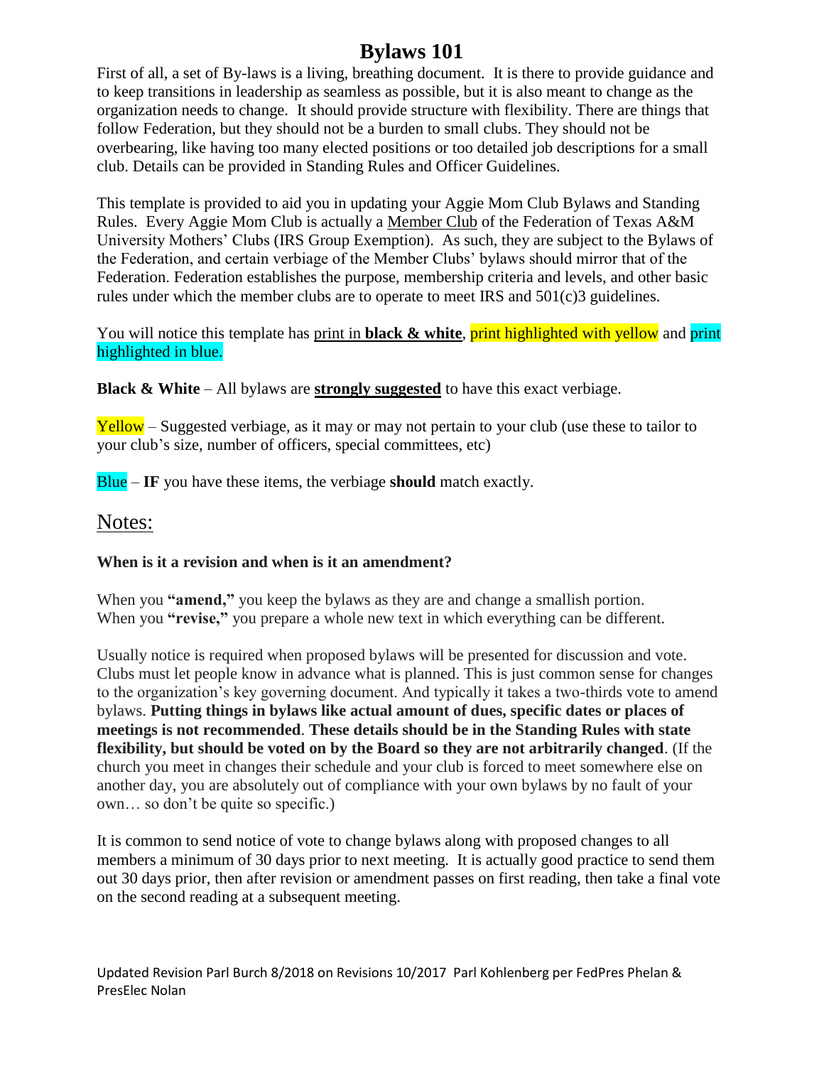# Bylaws 101

First of all, a set of By-laws is a living, breathing document. It is there to provide guidance and to keep transitions in leadership as seamless as possible, but it is also meant to change as the organization needs to change. It should provide structure with flexibility. There are things that follow Federation, but they should not be a burden to small clubs. They should not be overbearing, like having too many elected positions or too detailed job descriptions for a small club. Details can be provided in Standing Rules and Officer Guidelines.

This template is provided to aid you in updating your Aggie Mom Club Bylaws and Standing Rules. Every Aggie Mom Club is actually a Member Club of the Federation of Texas A&M University Mothers' Clubs (IRS Group Exemption). As such, they are subject to the Bylaws of the Federation, and certain verbiage of the Member Clubs' bylaws should mirror that of the Federation. Federation establishes the purpose, membership criteria and levels, and other basic rules under which the member clubs are to operate to meet IRS and 501(c)3 guidelines.

You will notice this template has print in **black & white**, print highlighted with yellow and print highlighted in blue.

**Black & White** – All bylaws are **strongly suggested** to have this exact verbiage.

Yellow – Suggested verbiage, as it may or may not pertain to your club (use these to tailor to your club's size, number of officers, special committees, etc)

Blue – **IF** you have these items, the verbiage **should** match exactly.

## Notes:

**When is it a revision and when is it an amendment?**

When you **"amend,"** you keep the bylaws as they are and change a smallish portion.
When you **"revise,"** you prepare a whole new text in which everything can be different.

Usually notice is required when proposed bylaws will be presented for discussion and vote. Clubs must let people know in advance what is planned. This is just common sense for changes to the organization's key governing document. And typically it takes a two-thirds vote to amend bylaws. **Putting things in bylaws like actual amount of dues, specific dates or places of meetings is not recommended**. **These details should be in the Standing Rules with state flexibility, but should be voted on by the Board so they are not arbitrarily changed**. (If the church you meet in changes their schedule and your club is forced to meet somewhere else on another day, you are absolutely out of compliance with your own bylaws by no fault of your own… so don't be quite so specific.)

It is common to send notice of vote to change bylaws along with proposed changes to all members a minimum of 30 days prior to next meeting. It is actually good practice to send them out 30 days prior, then after revision or amendment passes on first reading, then take a final vote on the second reading at a subsequent meeting.

Updated Revision Parl Burch 8/2018 on Revisions 10/2017 Parl Kohlenberg per FedPres Phelan & PresElec Nolan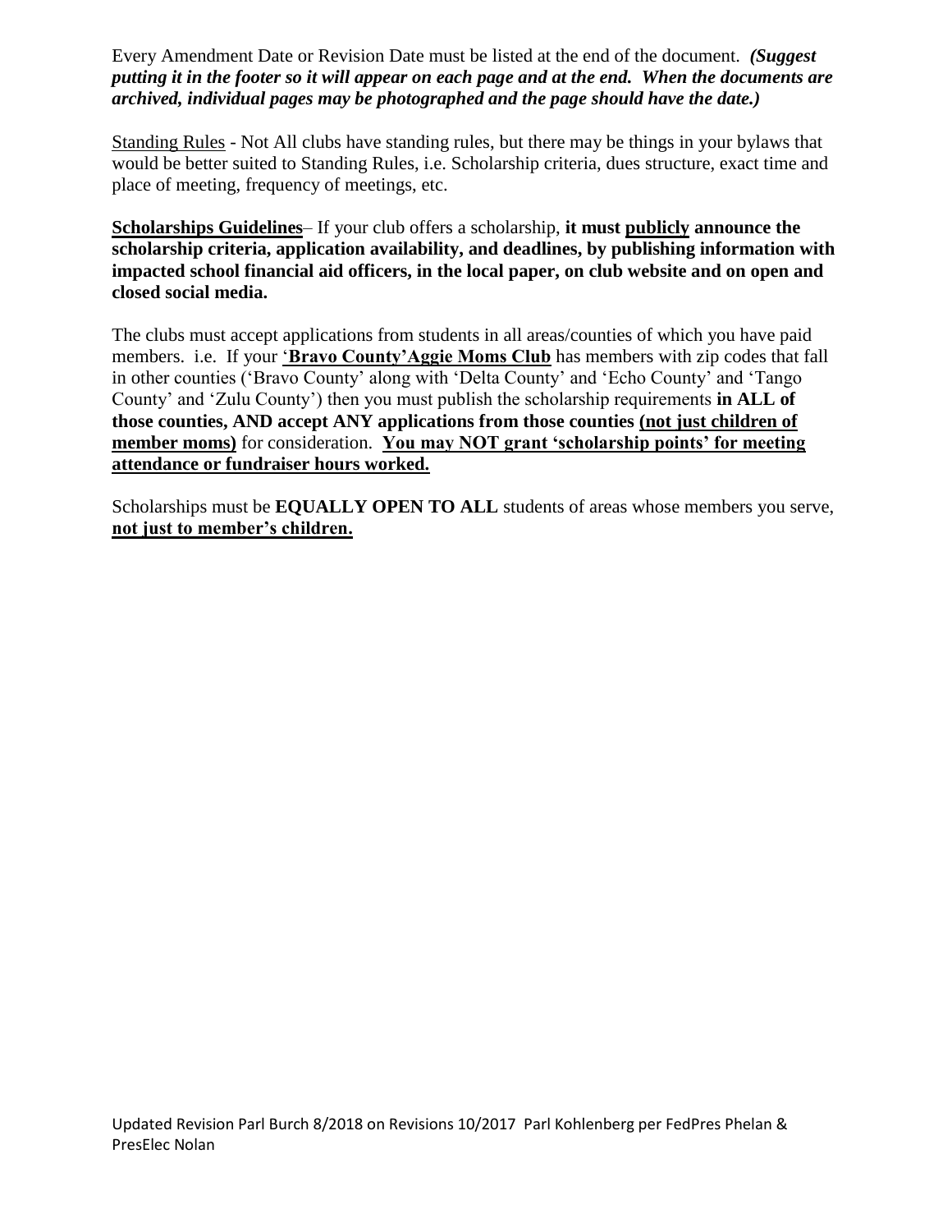Every Amendment Date or Revision Date must be listed at the end of the document. ***(Suggest putting it in the footer so it will appear on each page and at the end. When the documents are archived, individual pages may be photographed and the page should have the date.)***

Standing Rules - Not All clubs have standing rules, but there may be things in your bylaws that would be better suited to Standing Rules, i.e. Scholarship criteria, dues structure, exact time and place of meeting, frequency of meetings, etc.

**Scholarships Guidelines**– If your club offers a scholarship, **it must publicly announce the scholarship criteria, application availability, and deadlines, by publishing information with impacted school financial aid officers, in the local paper, on club website and on open and closed social media.**

The clubs must accept applications from students in all areas/counties of which you have paid members. i.e. If your '**Bravo County'Aggie Moms Club** has members with zip codes that fall in other counties ('Bravo County' along with 'Delta County' and 'Echo County' and 'Tango County' and 'Zulu County') then you must publish the scholarship requirements **in ALL of those counties, AND accept ANY applications from those counties (not just children of member moms)** for consideration. **You may NOT grant 'scholarship points' for meeting attendance or fundraiser hours worked.**

Scholarships must be **EQUALLY OPEN TO ALL** students of areas whose members you serve, **not just to member's children.**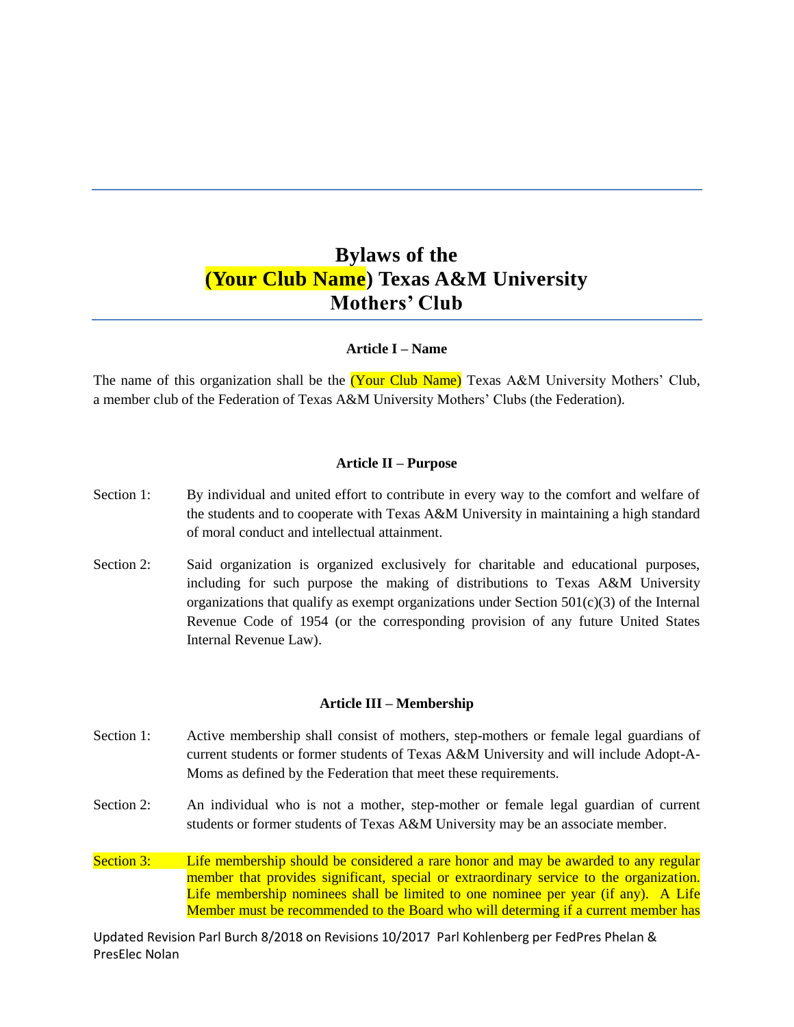# Bylaws of the (Your Club Name) Texas A&M University Mothers' Club

**Article I – Name**

The name of this organization shall be the (Your Club Name) Texas A&M University Mothers' Club, a member club of the Federation of Texas A&M University Mothers' Clubs (the Federation).

**Article II – Purpose**

Section 1: By individual and united effort to contribute in every way to the comfort and welfare of the students and to cooperate with Texas A&M University in maintaining a high standard of moral conduct and intellectual attainment.

Section 2: Said organization is organized exclusively for charitable and educational purposes, including for such purpose the making of distributions to Texas A&M University organizations that qualify as exempt organizations under Section 501(c)(3) of the Internal Revenue Code of 1954 (or the corresponding provision of any future United States Internal Revenue Law).

**Article III – Membership**

Section 1: Active membership shall consist of mothers, step-mothers or female legal guardians of current students or former students of Texas A&M University and will include Adopt-A-Moms as defined by the Federation that meet these requirements.

Section 2: An individual who is not a mother, step-mother or female legal guardian of current students or former students of Texas A&M University may be an associate member.

Section 3: Life membership should be considered a rare honor and may be awarded to any regular member that provides significant, special or extraordinary service to the organization. Life membership nominees shall be limited to one nominee per year (if any). A Life Member must be recommended to the Board who will determing if a current member has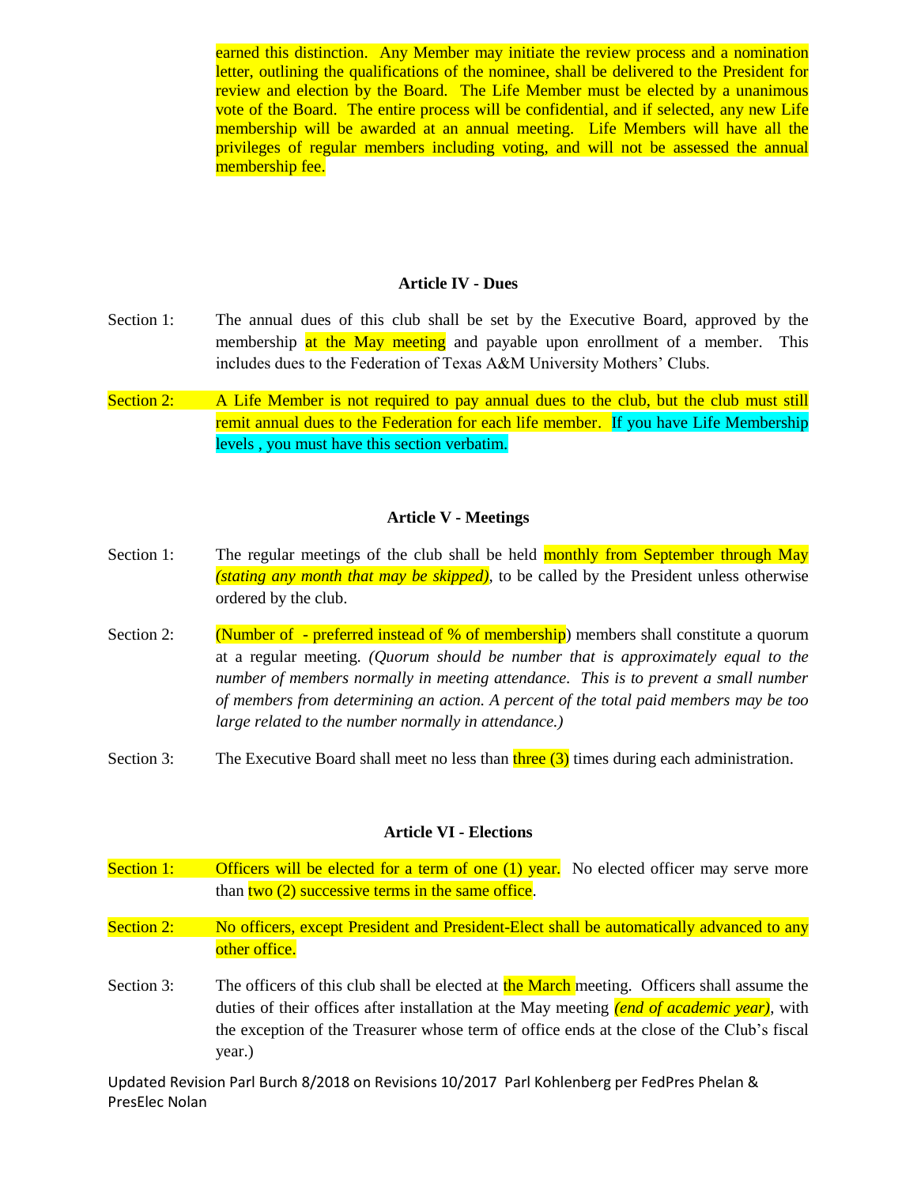earned this distinction. Any Member may initiate the review process and a nomination letter, outlining the qualifications of the nominee, shall be delivered to the President for review and election by the Board. The Life Member must be elected by a unanimous vote of the Board. The entire process will be confidential, and if selected, any new Life membership will be awarded at an annual meeting. Life Members will have all the privileges of regular members including voting, and will not be assessed the annual membership fee.

### Article IV - Dues

Section 1: The annual dues of this club shall be set by the Executive Board, approved by the membership at the May meeting and payable upon enrollment of a member. This includes dues to the Federation of Texas A&M University Mothers' Clubs.

Section 2: A Life Member is not required to pay annual dues to the club, but the club must still remit annual dues to the Federation for each life member. If you have Life Membership levels , you must have this section verbatim.

### Article V - Meetings

Section 1: The regular meetings of the club shall be held monthly from September through May *(stating any month that may be skipped)*, to be called by the President unless otherwise ordered by the club.

Section 2: (Number of - preferred instead of % of membership) members shall constitute a quorum at a regular meeting. *(Quorum should be number that is approximately equal to the number of members normally in meeting attendance. This is to prevent a small number of members from determining an action. A percent of the total paid members may be too large related to the number normally in attendance.)*

Section 3: The Executive Board shall meet no less than three (3) times during each administration.

### Article VI - Elections

Section 1: Officers will be elected for a term of one (1) year. No elected officer may serve more than two (2) successive terms in the same office.

Section 2: No officers, except President and President-Elect shall be automatically advanced to any other office.

Section 3: The officers of this club shall be elected at the March meeting. Officers shall assume the duties of their offices after installation at the May meeting *(end of academic year)*, with the exception of the Treasurer whose term of office ends at the close of the Club's fiscal year.)

Updated Revision Parl Burch 8/2018 on Revisions 10/2017 Parl Kohlenberg per FedPres Phelan & PresElec Nolan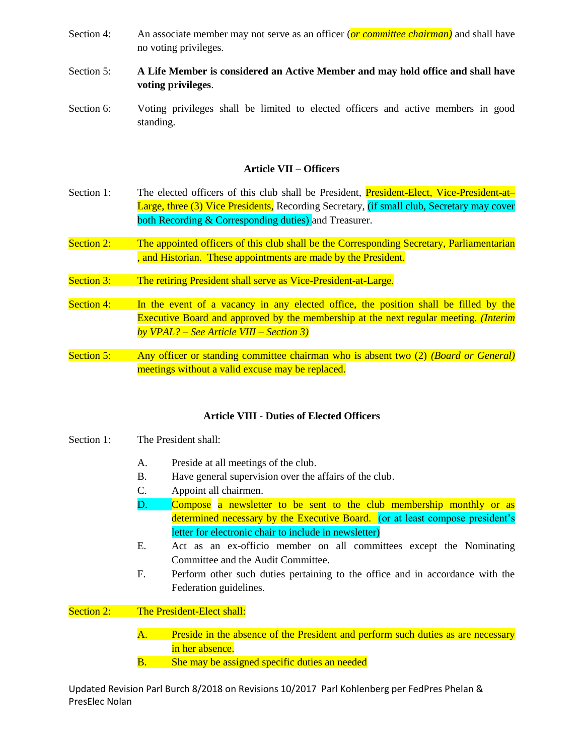Section 4: An associate member may not serve as an officer (*or committee chairman)* and shall have no voting privileges.

Section 5: **A Life Member is considered an Active Member and may hold office and shall have voting privileges**.

Section 6: Voting privileges shall be limited to elected officers and active members in good standing.

### Article VII – Officers

Section 1: The elected officers of this club shall be President, President-Elect, Vice-President-at–Large, three (3) Vice Presidents, Recording Secretary, (if small club, Secretary may cover both Recording & Corresponding duties) and Treasurer.

Section 2: The appointed officers of this club shall be the Corresponding Secretary, Parliamentarian , and Historian. These appointments are made by the President.

Section 3: The retiring President shall serve as Vice-President-at-Large.

Section 4: In the event of a vacancy in any elected office, the position shall be filled by the Executive Board and approved by the membership at the next regular meeting. *(Interim by VPAL? – See Article VIII – Section 3)*

Section 5: Any officer or standing committee chairman who is absent two (2) *(Board or General)* meetings without a valid excuse may be replaced.

### Article VIII - Duties of Elected Officers

Section 1: The President shall:

A. Preside at all meetings of the club.
B. Have general supervision over the affairs of the club.
C. Appoint all chairmen.
D. Compose a newsletter to be sent to the club membership monthly or as determined necessary by the Executive Board. (or at least compose president's letter for electronic chair to include in newsletter)
E. Act as an ex-officio member on all committees except the Nominating Committee and the Audit Committee.
F. Perform other such duties pertaining to the office and in accordance with the Federation guidelines.

Section 2: The President-Elect shall:

A. Preside in the absence of the President and perform such duties as are necessary in her absence.
B. She may be assigned specific duties an needed

Updated Revision Parl Burch 8/2018 on Revisions 10/2017 Parl Kohlenberg per FedPres Phelan & PresElec Nolan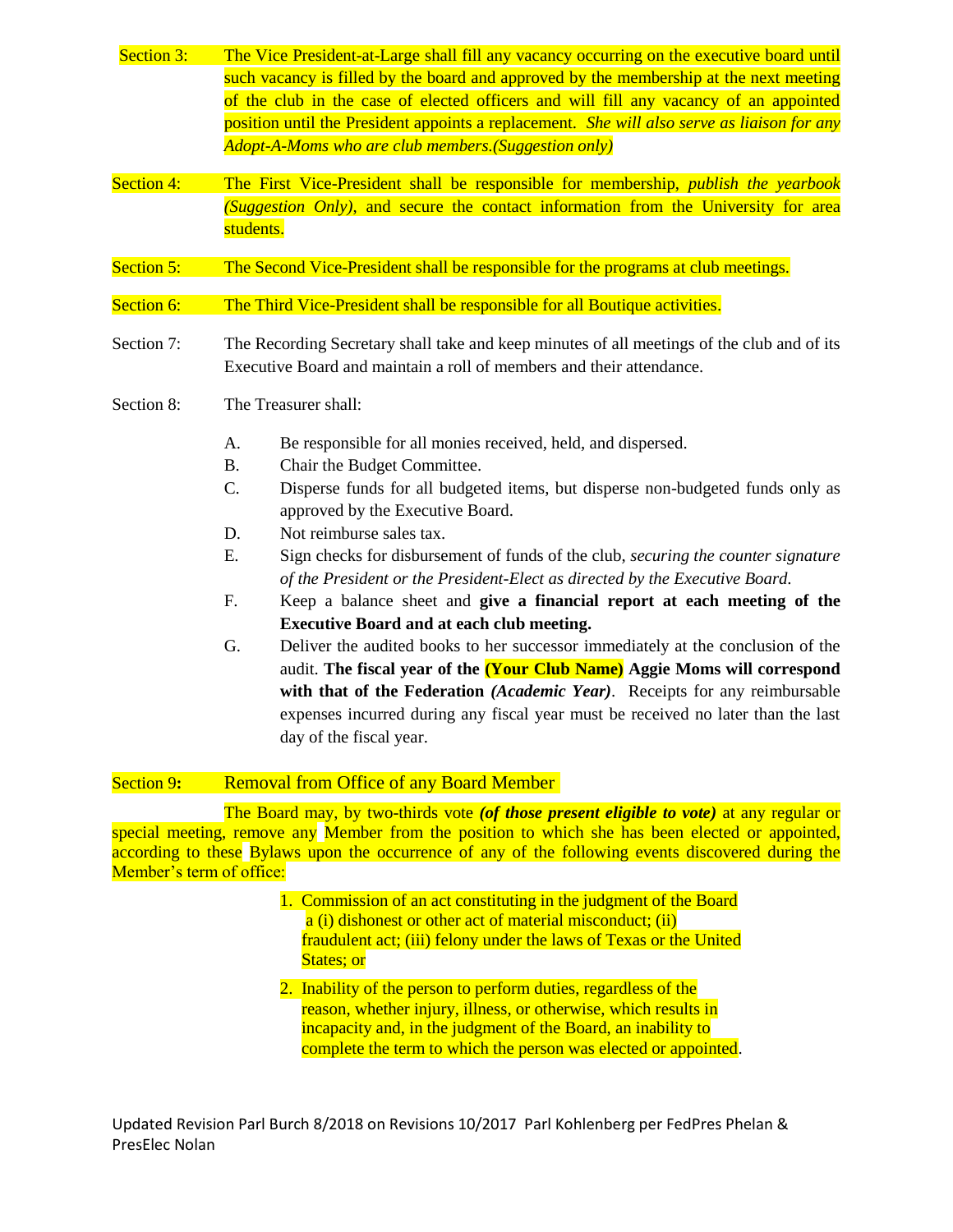Section 3: The Vice President-at-Large shall fill any vacancy occurring on the executive board until such vacancy is filled by the board and approved by the membership at the next meeting of the club in the case of elected officers and will fill any vacancy of an appointed position until the President appoints a replacement. *She will also serve as liaison for any Adopt-A-Moms who are club members.(Suggestion only)*

Section 4: The First Vice-President shall be responsible for membership, *publish the yearbook (Suggestion Only)*, and secure the contact information from the University for area students.

Section 5: The Second Vice-President shall be responsible for the programs at club meetings.

Section 6: The Third Vice-President shall be responsible for all Boutique activities.

Section 7: The Recording Secretary shall take and keep minutes of all meetings of the club and of its Executive Board and maintain a roll of members and their attendance.

Section 8: The Treasurer shall:

A. Be responsible for all monies received, held, and dispersed.
B. Chair the Budget Committee.
C. Disperse funds for all budgeted items, but disperse non-budgeted funds only as approved by the Executive Board.
D. Not reimburse sales tax.
E. Sign checks for disbursement of funds of the club, *securing the counter signature of the President or the President-Elect as directed by the Executive Board.*
F. Keep a balance sheet and **give a financial report at each meeting of the Executive Board and at each club meeting.**
G. Deliver the audited books to her successor immediately at the conclusion of the audit. **The fiscal year of the (Your Club Name) Aggie Moms will correspond with that of the Federation *(Academic Year)*.** Receipts for any reimbursable expenses incurred during any fiscal year must be received no later than the last day of the fiscal year.

Section 9**:** Removal from Office of any Board Member

The Board may, by two-thirds vote ***(of those present eligible to vote)*** at any regular or special meeting, remove any Member from the position to which she has been elected or appointed, according to these Bylaws upon the occurrence of any of the following events discovered during the Member's term of office:

1. Commission of an act constituting in the judgment of the Board a (i) dishonest or other act of material misconduct; (ii) fraudulent act; (iii) felony under the laws of Texas or the United States; or
2. Inability of the person to perform duties, regardless of the reason, whether injury, illness, or otherwise, which results in incapacity and, in the judgment of the Board, an inability to complete the term to which the person was elected or appointed.

Updated Revision Parl Burch 8/2018 on Revisions 10/2017 Parl Kohlenberg per FedPres Phelan & PresElec Nolan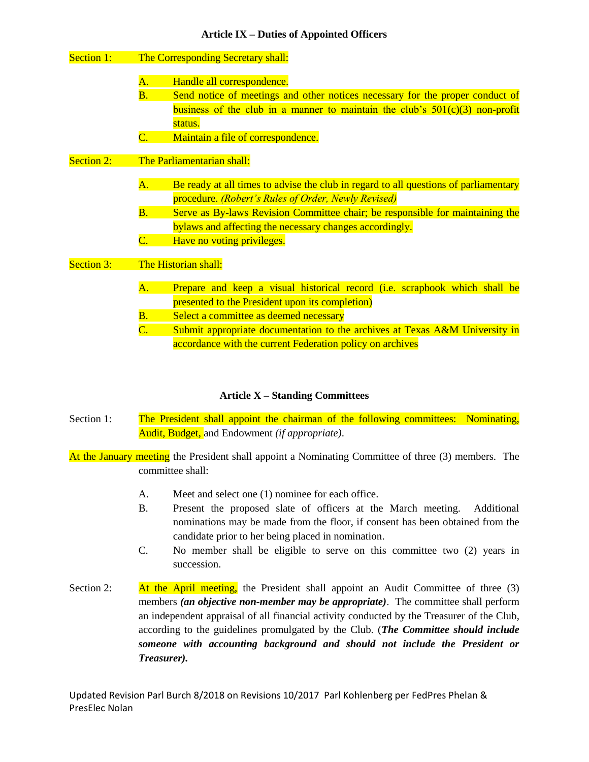## Article IX – Duties of Appointed Officers

Section 1: The Corresponding Secretary shall:

A. Handle all correspondence.
B. Send notice of meetings and other notices necessary for the proper conduct of business of the club in a manner to maintain the club's 501(c)(3) non-profit status.
C. Maintain a file of correspondence.

Section 2: The Parliamentarian shall:

A. Be ready at all times to advise the club in regard to all questions of parliamentary procedure. *(Robert's Rules of Order, Newly Revised)*
B. Serve as By-laws Revision Committee chair; be responsible for maintaining the bylaws and affecting the necessary changes accordingly.
C. Have no voting privileges.

Section 3: The Historian shall:

A. Prepare and keep a visual historical record (i.e. scrapbook which shall be presented to the President upon its completion)
B. Select a committee as deemed necessary
C. Submit appropriate documentation to the archives at Texas A&M University in accordance with the current Federation policy on archives

## Article X – Standing Committees

Section 1: The President shall appoint the chairman of the following committees: Nominating, Audit, Budget, and Endowment *(if appropriate)*.

At the January meeting the President shall appoint a Nominating Committee of three (3) members. The committee shall:

A. Meet and select one (1) nominee for each office.
B. Present the proposed slate of officers at the March meeting. Additional nominations may be made from the floor, if consent has been obtained from the candidate prior to her being placed in nomination.
C. No member shall be eligible to serve on this committee two (2) years in succession.

Section 2: At the April meeting, the President shall appoint an Audit Committee of three (3) members ***(an objective non-member may be appropriate)***. The committee shall perform an independent appraisal of all financial activity conducted by the Treasurer of the Club, according to the guidelines promulgated by the Club. (***The Committee should include someone with accounting background and should not include the President or Treasurer).***

Updated Revision Parl Burch 8/2018 on Revisions 10/2017 Parl Kohlenberg per FedPres Phelan & PresElec Nolan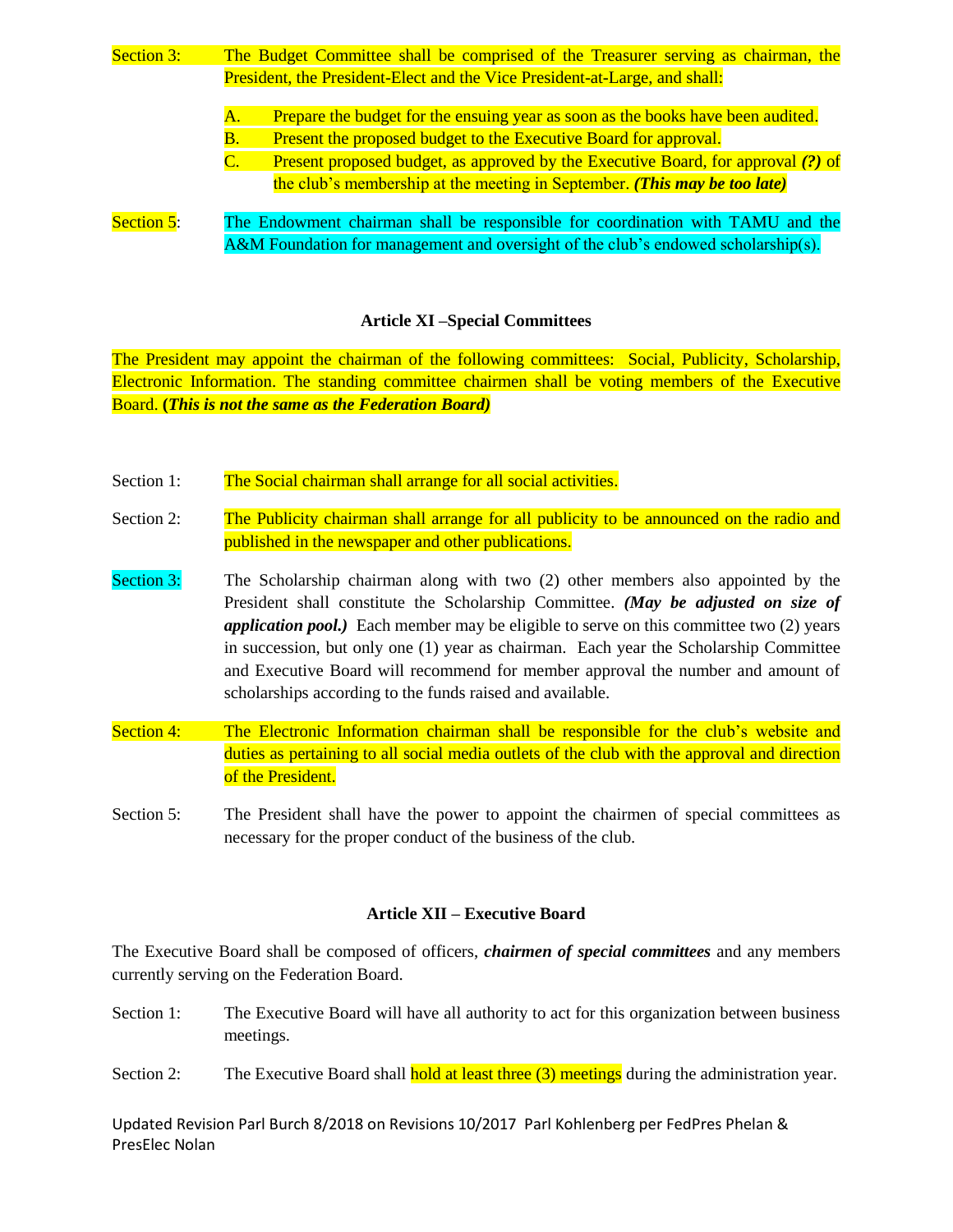Section 3: The Budget Committee shall be comprised of the Treasurer serving as chairman, the President, the President-Elect and the Vice President-at-Large, and shall:

A. Prepare the budget for the ensuing year as soon as the books have been audited.
B. Present the proposed budget to the Executive Board for approval.
C. Present proposed budget, as approved by the Executive Board, for approval ***(?)*** of the club's membership at the meeting in September. ***(This may be too late)***

Section 5: The Endowment chairman shall be responsible for coordination with TAMU and the A&M Foundation for management and oversight of the club's endowed scholarship(s).

## Article XI –Special Committees

The President may appoint the chairman of the following committees: Social, Publicity, Scholarship, Electronic Information. The standing committee chairmen shall be voting members of the Executive Board. **(*This is not the same as the Federation Board)***

Section 1: The Social chairman shall arrange for all social activities.

Section 2: The Publicity chairman shall arrange for all publicity to be announced on the radio and published in the newspaper and other publications.

Section 3: The Scholarship chairman along with two (2) other members also appointed by the President shall constitute the Scholarship Committee. ***(May be adjusted on size of application pool.)*** Each member may be eligible to serve on this committee two (2) years in succession, but only one (1) year as chairman. Each year the Scholarship Committee and Executive Board will recommend for member approval the number and amount of scholarships according to the funds raised and available.

Section 4: The Electronic Information chairman shall be responsible for the club's website and duties as pertaining to all social media outlets of the club with the approval and direction of the President.

Section 5: The President shall have the power to appoint the chairmen of special committees as necessary for the proper conduct of the business of the club.

## Article XII – Executive Board

The Executive Board shall be composed of officers, ***chairmen of special committees*** and any members currently serving on the Federation Board.

Section 1: The Executive Board will have all authority to act for this organization between business meetings.

Section 2: The Executive Board shall hold at least three (3) meetings during the administration year.

Updated Revision Parl Burch 8/2018 on Revisions 10/2017 Parl Kohlenberg per FedPres Phelan & PresElec Nolan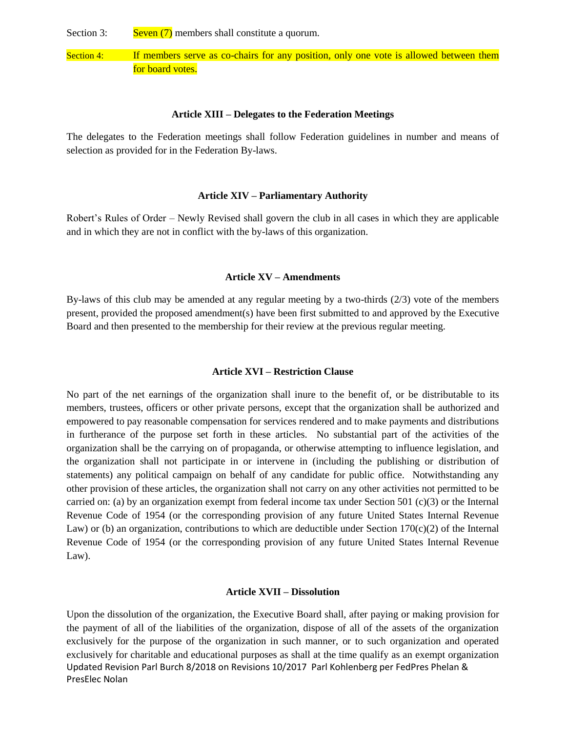Section 3: Seven (7) members shall constitute a quorum.

Section 4: If members serve as co-chairs for any position, only one vote is allowed between them for board votes.

### Article XIII – Delegates to the Federation Meetings

The delegates to the Federation meetings shall follow Federation guidelines in number and means of selection as provided for in the Federation By-laws.

### Article XIV – Parliamentary Authority

Robert's Rules of Order – Newly Revised shall govern the club in all cases in which they are applicable and in which they are not in conflict with the by-laws of this organization.

### Article XV – Amendments

By-laws of this club may be amended at any regular meeting by a two-thirds (2/3) vote of the members present, provided the proposed amendment(s) have been first submitted to and approved by the Executive Board and then presented to the membership for their review at the previous regular meeting.

### Article XVI – Restriction Clause

No part of the net earnings of the organization shall inure to the benefit of, or be distributable to its members, trustees, officers or other private persons, except that the organization shall be authorized and empowered to pay reasonable compensation for services rendered and to make payments and distributions in furtherance of the purpose set forth in these articles. No substantial part of the activities of the organization shall be the carrying on of propaganda, or otherwise attempting to influence legislation, and the organization shall not participate in or intervene in (including the publishing or distribution of statements) any political campaign on behalf of any candidate for public office. Notwithstanding any other provision of these articles, the organization shall not carry on any other activities not permitted to be carried on: (a) by an organization exempt from federal income tax under Section 501 (c)(3) or the Internal Revenue Code of 1954 (or the corresponding provision of any future United States Internal Revenue Law) or (b) an organization, contributions to which are deductible under Section 170(c)(2) of the Internal Revenue Code of 1954 (or the corresponding provision of any future United States Internal Revenue Law).

### Article XVII – Dissolution

Upon the dissolution of the organization, the Executive Board shall, after paying or making provision for the payment of all of the liabilities of the organization, dispose of all of the assets of the organization exclusively for the purpose of the organization in such manner, or to such organization and operated exclusively for charitable and educational purposes as shall at the time qualify as an exempt organization

Updated Revision Parl Burch 8/2018 on Revisions 10/2017 Parl Kohlenberg per FedPres Phelan & PresElec Nolan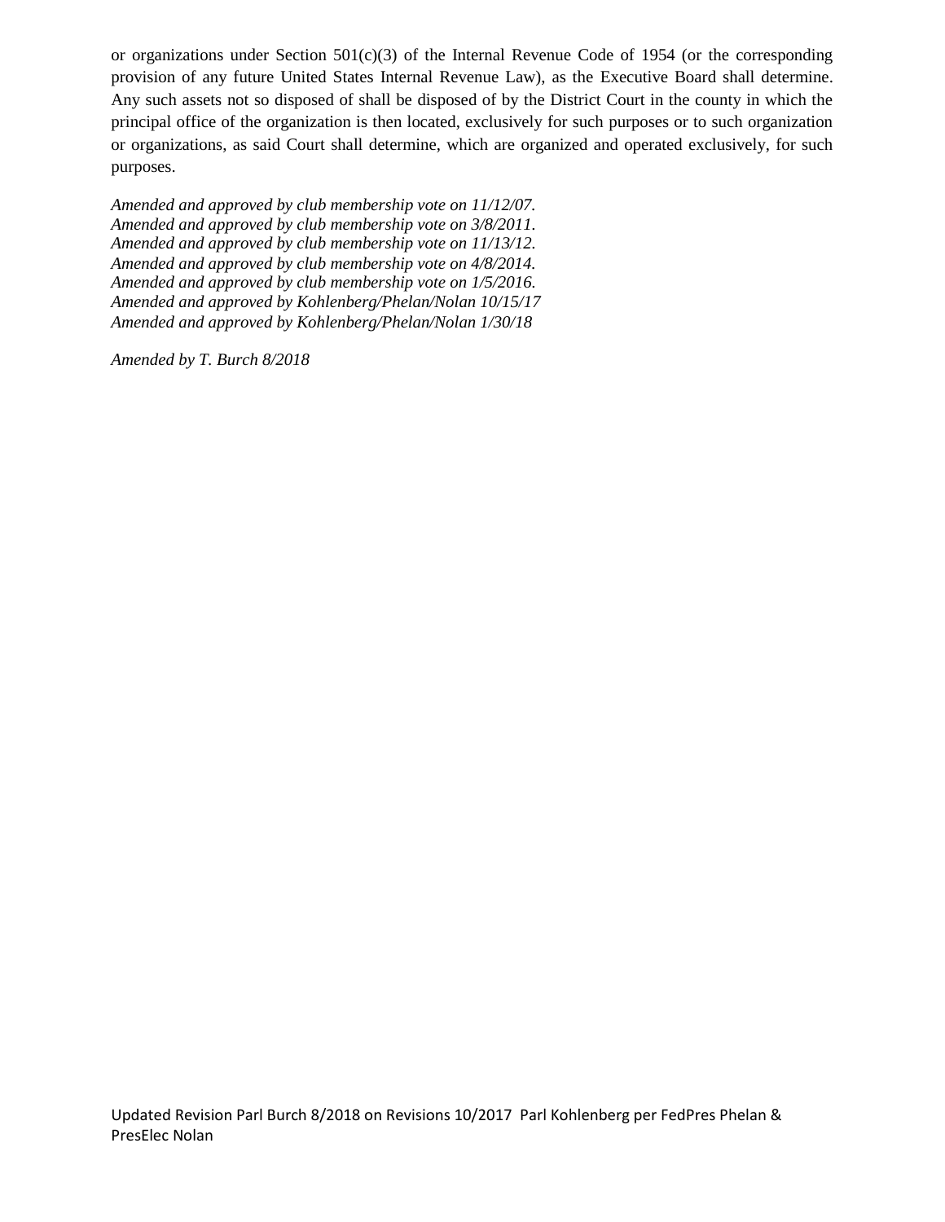or organizations under Section 501(c)(3) of the Internal Revenue Code of 1954 (or the corresponding provision of any future United States Internal Revenue Law), as the Executive Board shall determine. Any such assets not so disposed of shall be disposed of by the District Court in the county in which the principal office of the organization is then located, exclusively for such purposes or to such organization or organizations, as said Court shall determine, which are organized and operated exclusively, for such purposes.

*Amended and approved by club membership vote on 11/12/07.*
*Amended and approved by club membership vote on 3/8/2011.*
*Amended and approved by club membership vote on 11/13/12.*
*Amended and approved by club membership vote on 4/8/2014.*
*Amended and approved by club membership vote on 1/5/2016.*
*Amended and approved by Kohlenberg/Phelan/Nolan 10/15/17*
*Amended and approved by Kohlenberg/Phelan/Nolan 1/30/18*

*Amended by T. Burch 8/2018*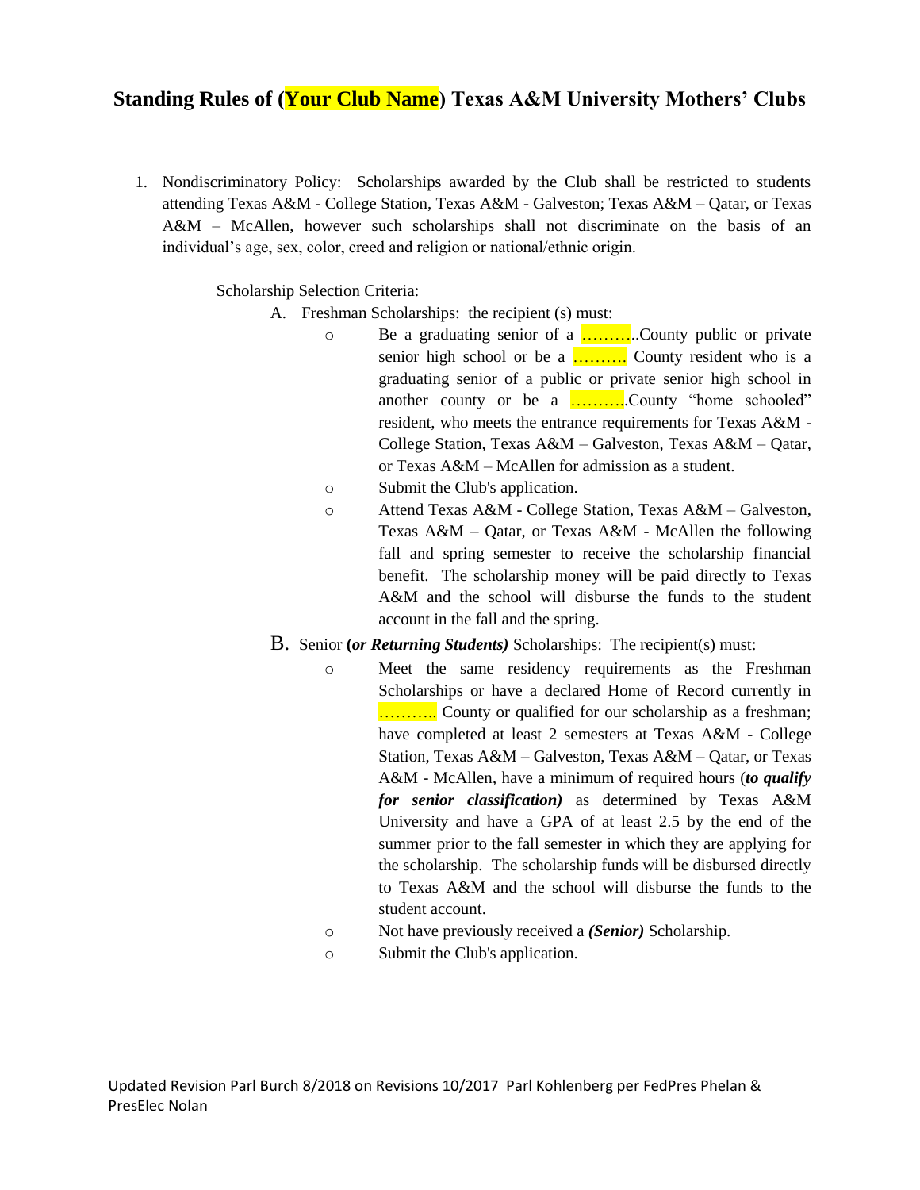# Standing Rules of (Your Club Name) Texas A&M University Mothers' Clubs

1. Nondiscriminatory Policy: Scholarships awarded by the Club shall be restricted to students attending Texas A&M - College Station, Texas A&M - Galveston; Texas A&M – Qatar, or Texas A&M – McAllen, however such scholarships shall not discriminate on the basis of an individual's age, sex, color, creed and religion or national/ethnic origin.

   Scholarship Selection Criteria:

   A. Freshman Scholarships: the recipient (s) must:
      - Be a graduating senior of a ……….. County public or private senior high school or be a ………. County resident who is a graduating senior of a public or private senior high school in another county or be a ………..County "home schooled" resident, who meets the entrance requirements for Texas A&M - College Station, Texas A&M – Galveston, Texas A&M – Qatar, or Texas A&M – McAllen for admission as a student.
      - Submit the Club's application.
      - Attend Texas A&M - College Station, Texas A&M – Galveston, Texas A&M – Qatar, or Texas A&M - McAllen the following fall and spring semester to receive the scholarship financial benefit. The scholarship money will be paid directly to Texas A&M and the school will disburse the funds to the student account in the fall and the spring.

   B. Senior ***(or Returning Students)*** Scholarships: The recipient(s) must:
      - Meet the same residency requirements as the Freshman Scholarships or have a declared Home of Record currently in ……….. County or qualified for our scholarship as a freshman; have completed at least 2 semesters at Texas A&M - College Station, Texas A&M – Galveston, Texas A&M – Qatar, or Texas A&M - McAllen, have a minimum of required hours (***to qualify for senior classification)*** as determined by Texas A&M University and have a GPA of at least 2.5 by the end of the summer prior to the fall semester in which they are applying for the scholarship. The scholarship funds will be disbursed directly to Texas A&M and the school will disburse the funds to the student account.
      - Not have previously received a ***(Senior)*** Scholarship.
      - Submit the Club's application.

Updated Revision Parl Burch 8/2018 on Revisions 10/2017 Parl Kohlenberg per FedPres Phelan & PresElec Nolan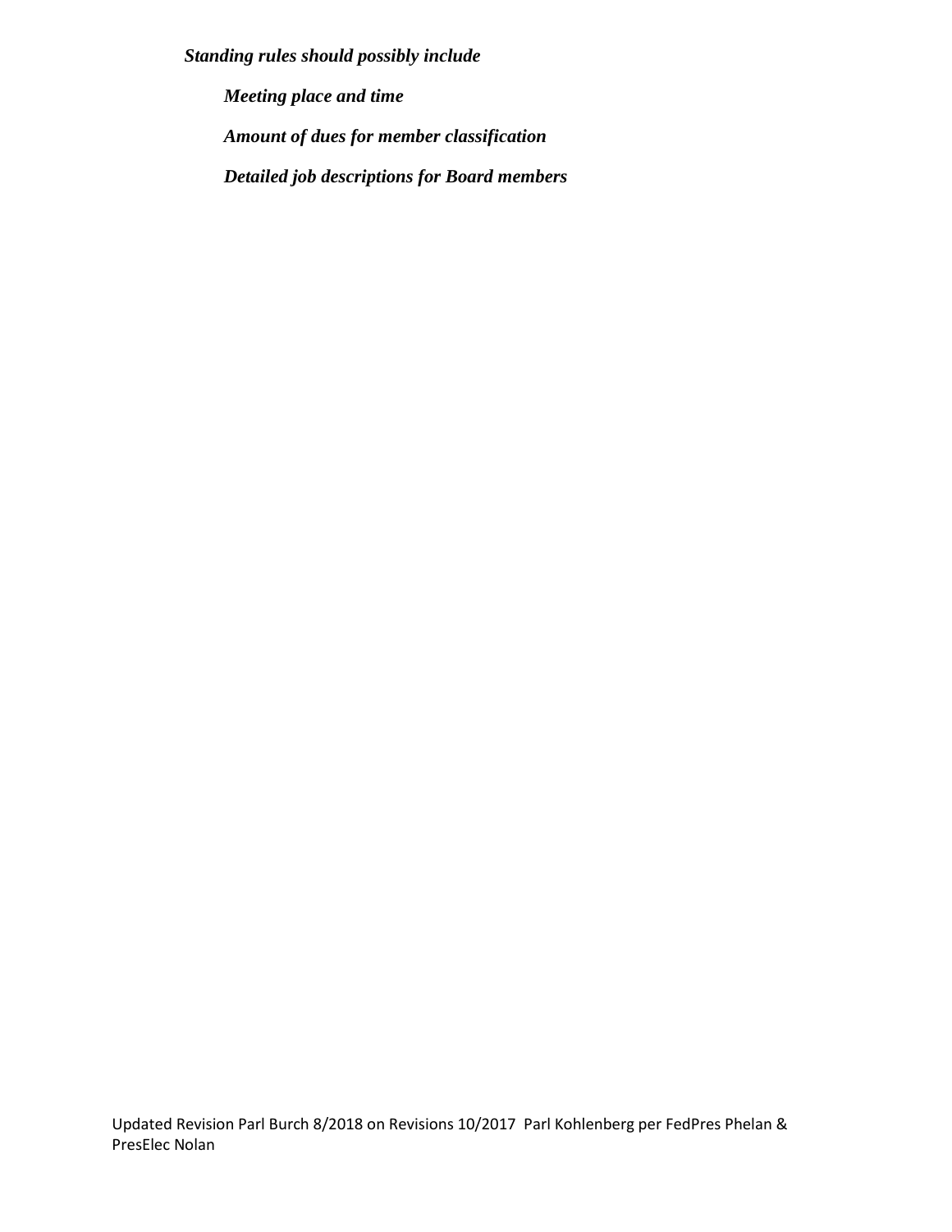***Standing rules should possibly include***

- ***Meeting place and time***
- ***Amount of dues for member classification***
- ***Detailed job descriptions for Board members***